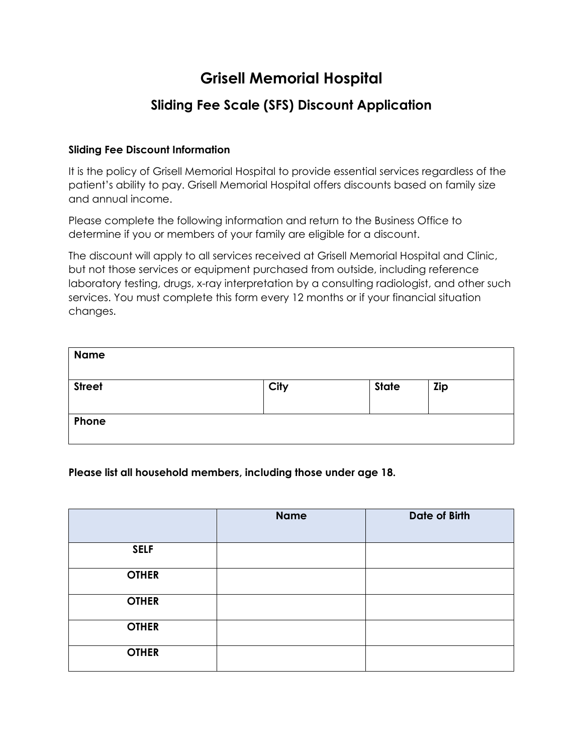# Grisell Memorial Hospital

## Sliding Fee Scale (SFS) Discount Application

**Sliding Fee Discount Information**

It is the policy of Grisell Memorial Hospital to provide essential services regardless of the patient's ability to pay. Grisell Memorial Hospital offers discounts based on family size and annual income.

Please complete the following information and return to the Business Office to determine if you or members of your family are eligible for a discount.

The discount will apply to all services received at Grisell Memorial Hospital and Clinic, but not those services or equipment purchased from outside, including reference laboratory testing, drugs, x-ray interpretation by a consulting radiologist, and other such services. You must complete this form every 12 months or if your financial situation changes.

| **Name** | | | |
|---|---|---|---|
| **Street** | **City** | **State** | **Zip** |
| **Phone** | | | |

**Please list all household members, including those under age 18.**

| | **Name** | **Date of Birth** |
|---|---|---|
| **SELF** | | |
| **OTHER** | | |
| **OTHER** | | |
| **OTHER** | | |
| **OTHER** | | |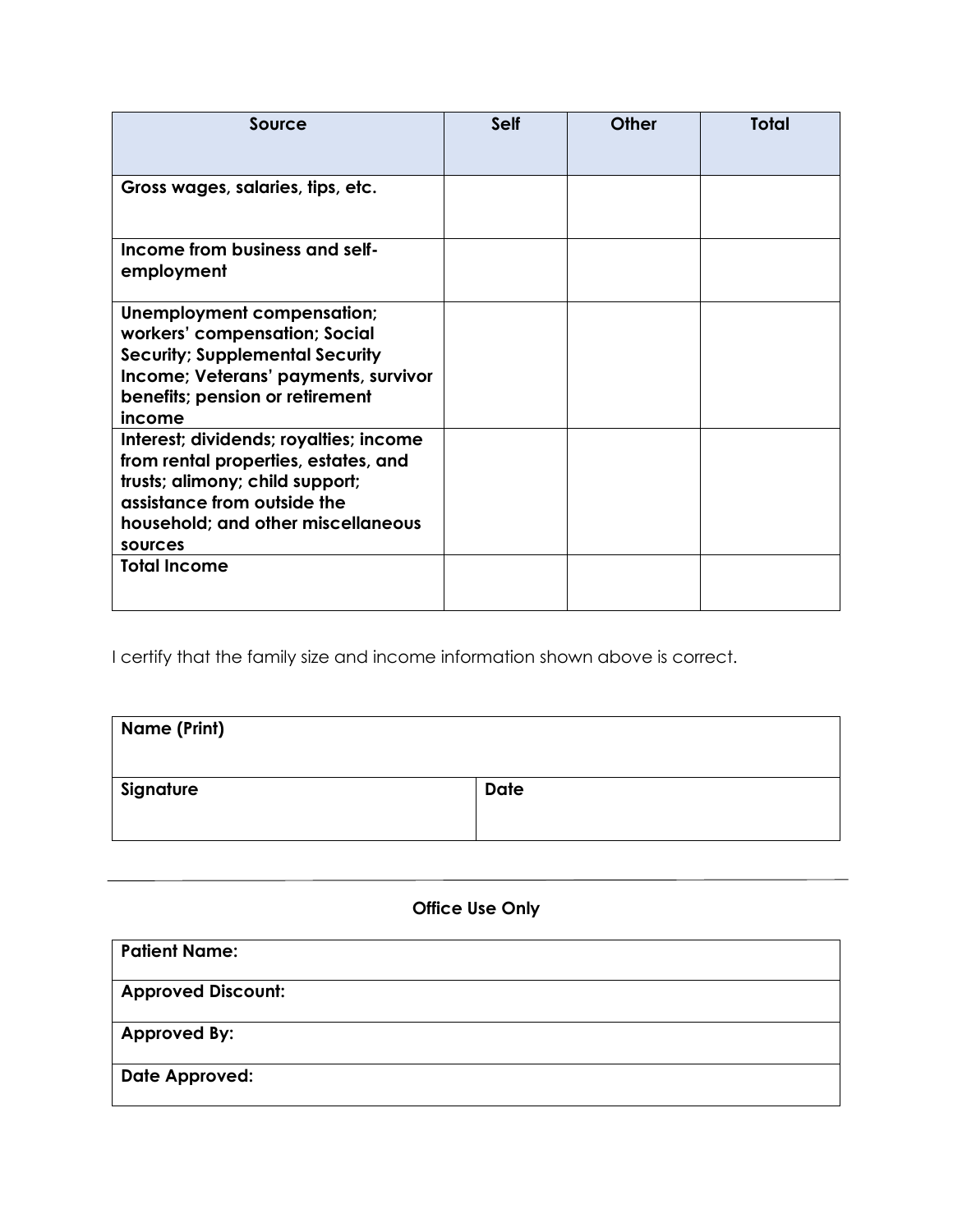| Source | Self | Other | Total |
|---|---|---|---|
| **Gross wages, salaries, tips, etc.** | | | |
| **Income from business and self-employment** | | | |
| **Unemployment compensation; workers' compensation; Social Security; Supplemental Security Income; Veterans' payments, survivor benefits; pension or retirement income** | | | |
| **Interest; dividends; royalties; income from rental properties, estates, and trusts; alimony; child support; assistance from outside the household; and other miscellaneous sources** | | | |
| **Total Income** | | | |

I certify that the family size and income information shown above is correct.

| **Name (Print)** | |
|---|---|
| **Signature** | **Date** |

---

**Office Use Only**

| **Patient Name:** |
|---|
| **Approved Discount:** |
| **Approved By:** |
| **Date Approved:** |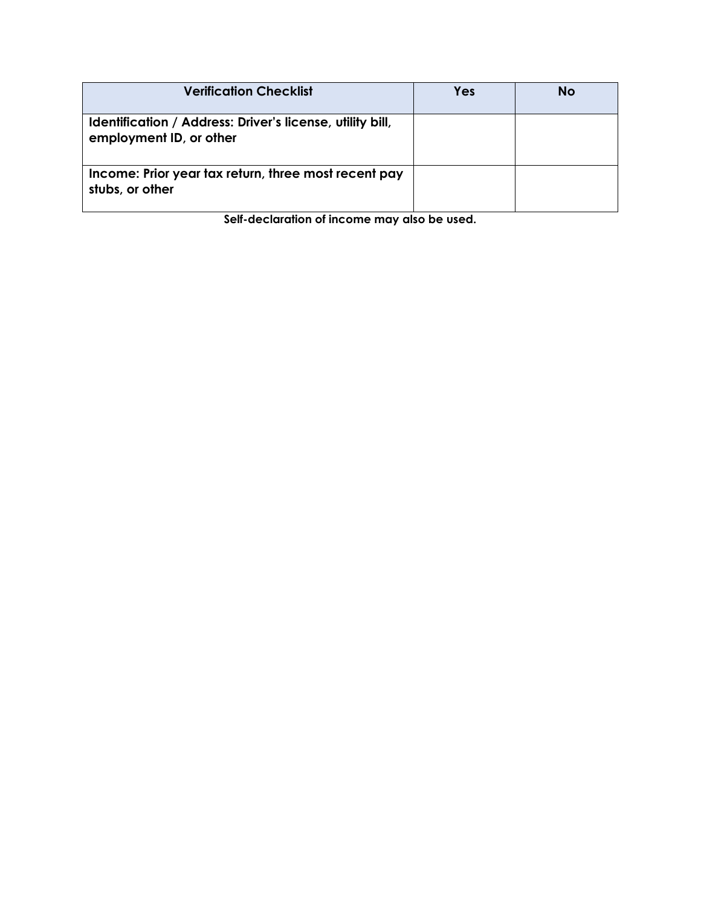| Verification Checklist | Yes | No |
|---|---|---|
| **Identification / Address: Driver's license, utility bill, employment ID, or other** | | |
| **Income: Prior year tax return, three most recent pay stubs, or other** | | |

**Self-declaration of income may also be used.**